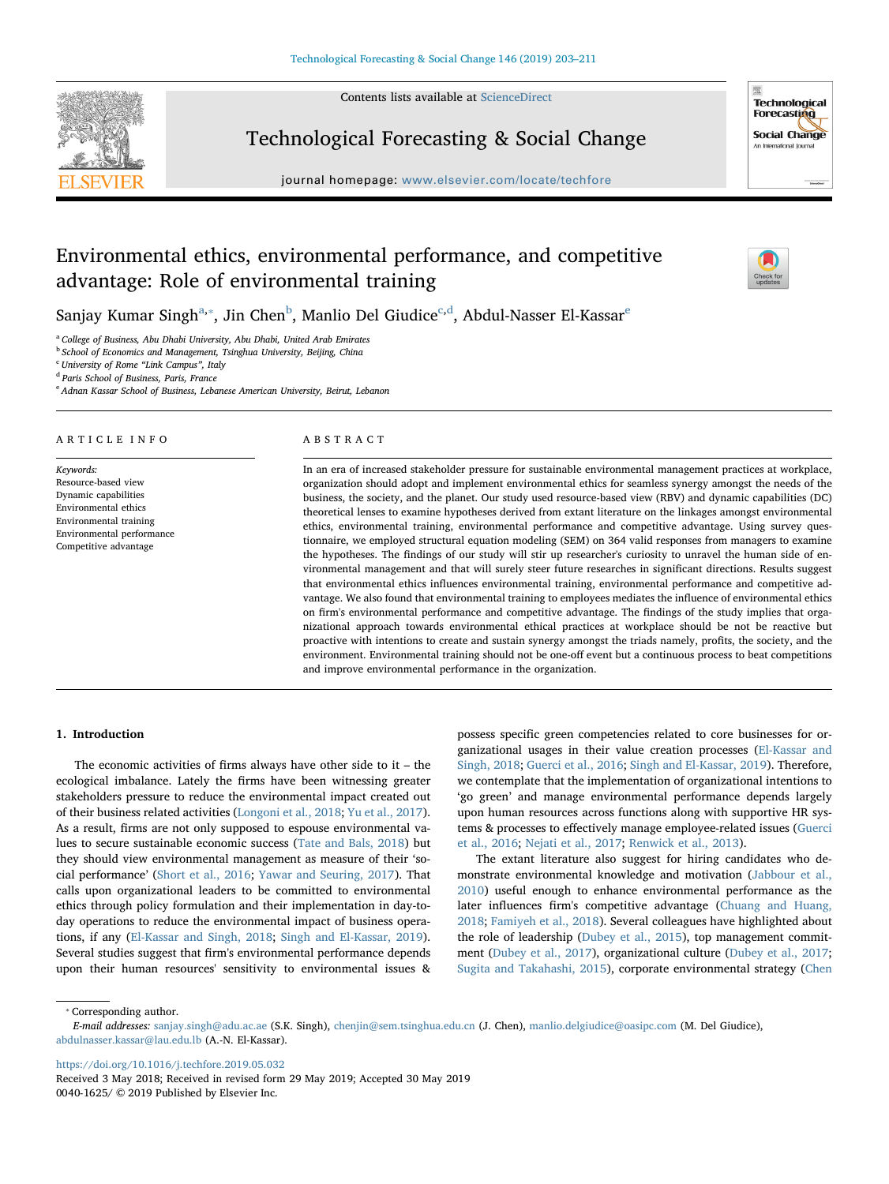# Environmental ethics, environmental performance, and competitive advantage: Role of environmental training

Sanjay Kumar Singh[a,*], Jin Chen[b], Manlio Del Giudice[c,d], Abdul-Nasser El-Kassar[e]

[a] College of Business, Abu Dhabi University, Abu Dhabi, United Arab Emirates
[b] School of Economics and Management, Tsinghua University, Beijing, China
[c] University of Rome "Link Campus", Italy
[d] Paris School of Business, Paris, France
[e] Adnan Kassar School of Business, Lebanese American University, Beirut, Lebanon

## ARTICLE INFO

*Keywords:*
Resource-based view
Dynamic capabilities
Environmental ethics
Environmental training
Environmental performance
Competitive advantage

## ABSTRACT

In an era of increased stakeholder pressure for sustainable environmental management practices at workplace, organization should adopt and implement environmental ethics for seamless synergy amongst the needs of the business, the society, and the planet. Our study used resource-based view (RBV) and dynamic capabilities (DC) theoretical lenses to examine hypotheses derived from extant literature on the linkages amongst environmental ethics, environmental training, environmental performance and competitive advantage. Using survey questionnaire, we employed structural equation modeling (SEM) on 364 valid responses from managers to examine the hypotheses. The findings of our study will stir up researcher's curiosity to unravel the human side of environmental management and that will surely steer future researches in significant directions. Results suggest that environmental ethics influences environmental training, environmental performance and competitive advantage. We also found that environmental training to employees mediates the influence of environmental ethics on firm's environmental performance and competitive advantage. The findings of the study implies that organizational approach towards environmental ethical practices at workplace should be not be reactive but proactive with intentions to create and sustain synergy amongst the triads namely, profits, the society, and the environment. Environmental training should not be one-off event but a continuous process to beat competitions and improve environmental performance in the organization.

## 1. Introduction

The economic activities of firms always have other side to it – the ecological imbalance. Lately the firms have been witnessing greater stakeholders pressure to reduce the environmental impact created out of their business related activities (Longoni et al., 2018; Yu et al., 2017). As a result, firms are not only supposed to espouse environmental values to secure sustainable economic success (Tate and Bals, 2018) but they should view environmental management as measure of their 'social performance' (Short et al., 2016; Yawar and Seuring, 2017). That calls upon organizational leaders to be committed to environmental ethics through policy formulation and their implementation in day-to-day operations to reduce the environmental impact of business operations, if any (El-Kassar and Singh, 2018; Singh and El-Kassar, 2019). Several studies suggest that firm's environmental performance depends upon their human resources' sensitivity to environmental issues & possess specific green competencies related to core businesses for organizational usages in their value creation processes (El-Kassar and Singh, 2018; Guerci et al., 2016; Singh and El-Kassar, 2019). Therefore, we contemplate that the implementation of organizational intentions to 'go green' and manage environmental performance depends largely upon human resources across functions along with supportive HR systems & processes to effectively manage employee-related issues (Guerci et al., 2016; Nejati et al., 2017; Renwick et al., 2013).

The extant literature also suggest for hiring candidates who demonstrate environmental knowledge and motivation (Jabbour et al., 2010) useful enough to enhance environmental performance as the later influences firm's competitive advantage (Chuang and Huang, 2018; Famiyeh et al., 2018). Several colleagues have highlighted about the role of leadership (Dubey et al., 2015), top management commitment (Dubey et al., 2017), organizational culture (Dubey et al., 2017; Sugita and Takahashi, 2015), corporate environmental strategy (Chen

* Corresponding author.
*E-mail addresses:* sanjay.singh@adu.ac.ae (S.K. Singh), chenjin@sem.tsinghua.edu.cn (J. Chen), manlio.delgiudice@oasipc.com (M. Del Giudice), abdulnasser.kassar@lau.edu.lb (A.-N. El-Kassar).

https://doi.org/10.1016/j.techfore.2019.05.032
Received 3 May 2018; Received in revised form 29 May 2019; Accepted 30 May 2019
0040-1625/ © 2019 Published by Elsevier Inc.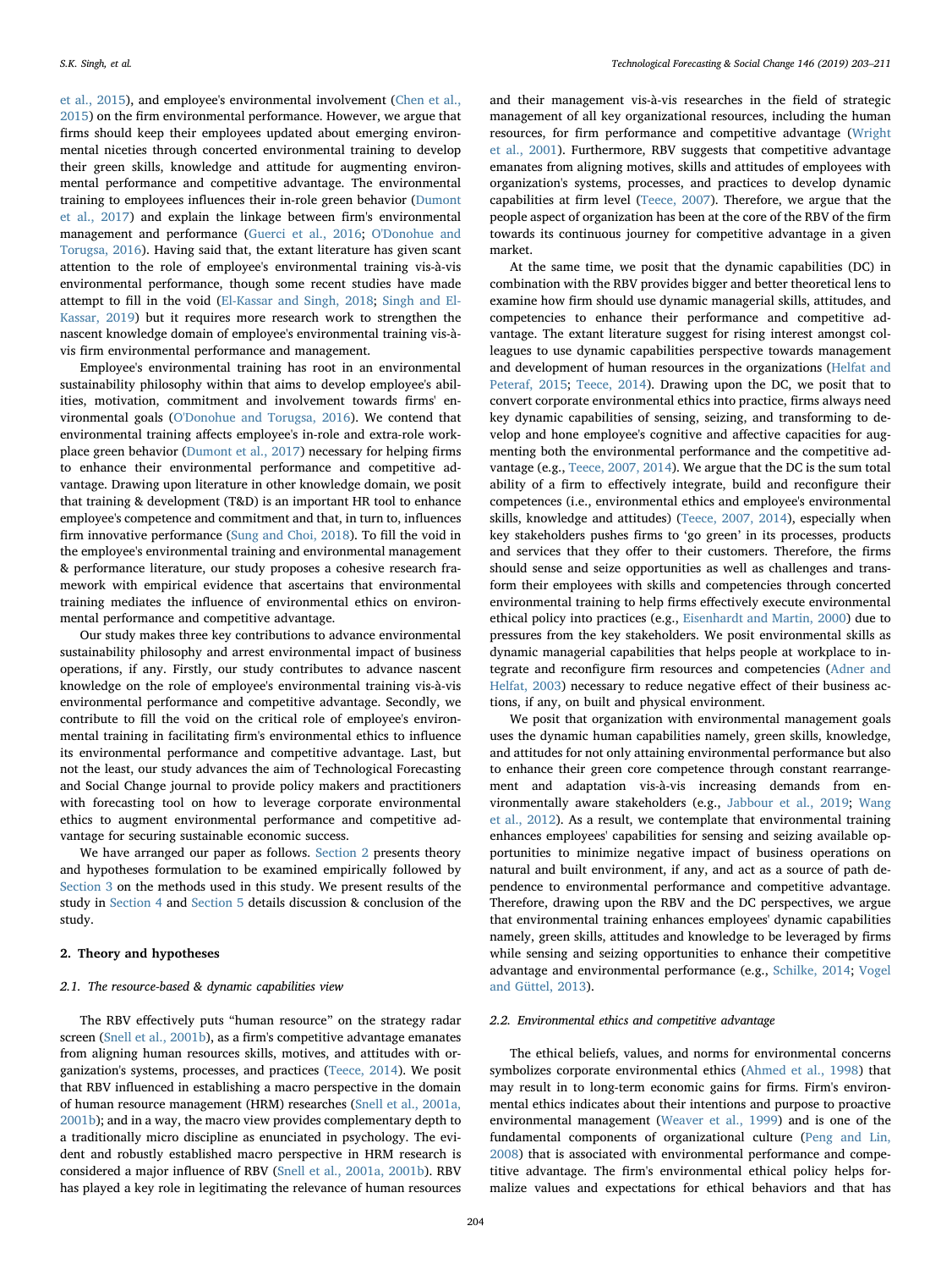et al., 2015), and employee's environmental involvement (Chen et al., 2015) on the firm environmental performance. However, we argue that firms should keep their employees updated about emerging environmental niceties through concerted environmental training to develop their green skills, knowledge and attitude for augmenting environmental performance and competitive advantage. The environmental training to employees influences their in-role green behavior (Dumont et al., 2017) and explain the linkage between firm's environmental management and performance (Guerci et al., 2016; O'Donohue and Torugsa, 2016). Having said that, the extant literature has given scant attention to the role of employee's environmental training vis-à-vis environmental performance, though some recent studies have made attempt to fill in the void (El-Kassar and Singh, 2018; Singh and El-Kassar, 2019) but it requires more research work to strengthen the nascent knowledge domain of employee's environmental training vis-à-vis firm environmental performance and management.

Employee's environmental training has root in an environmental sustainability philosophy within that aims to develop employee's abilities, motivation, commitment and involvement towards firms' environmental goals (O'Donohue and Torugsa, 2016). We contend that environmental training affects employee's in-role and extra-role workplace green behavior (Dumont et al., 2017) necessary for helping firms to enhance their environmental performance and competitive advantage. Drawing upon literature in other knowledge domain, we posit that training & development (T&D) is an important HR tool to enhance employee's competence and commitment and that, in turn to, influences firm innovative performance (Sung and Choi, 2018). To fill the void in the employee's environmental training and environmental management & performance literature, our study proposes a cohesive research framework with empirical evidence that ascertains that environmental training mediates the influence of environmental ethics on environmental performance and competitive advantage.

Our study makes three key contributions to advance environmental sustainability philosophy and arrest environmental impact of business operations, if any. Firstly, our study contributes to advance nascent knowledge on the role of employee's environmental training vis-à-vis environmental performance and competitive advantage. Secondly, we contribute to fill the void on the critical role of employee's environmental training in facilitating firm's environmental ethics to influence its environmental performance and competitive advantage. Last, but not the least, our study advances the aim of Technological Forecasting and Social Change journal to provide policy makers and practitioners with forecasting tool on how to leverage corporate environmental ethics to augment environmental performance and competitive advantage for securing sustainable economic success.

We have arranged our paper as follows. Section 2 presents theory and hypotheses formulation to be examined empirically followed by Section 3 on the methods used in this study. We present results of the study in Section 4 and Section 5 details discussion & conclusion of the study.

## 2. Theory and hypotheses

### 2.1. The resource-based & dynamic capabilities view

The RBV effectively puts "human resource" on the strategy radar screen (Snell et al., 2001b), as a firm's competitive advantage emanates from aligning human resources skills, motives, and attitudes with organization's systems, processes, and practices (Teece, 2014). We posit that RBV influenced in establishing a macro perspective in the domain of human resource management (HRM) researches (Snell et al., 2001a, 2001b); and in a way, the macro view provides complementary depth to a traditionally micro discipline as enunciated in psychology. The evident and robustly established macro perspective in HRM research is considered a major influence of RBV (Snell et al., 2001a, 2001b). RBV has played a key role in legitimating the relevance of human resources and their management vis-à-vis researches in the field of strategic management of all key organizational resources, including the human resources, for firm performance and competitive advantage (Wright et al., 2001). Furthermore, RBV suggests that competitive advantage emanates from aligning motives, skills and attitudes of employees with organization's systems, processes, and practices to develop dynamic capabilities at firm level (Teece, 2007). Therefore, we argue that the people aspect of organization has been at the core of the RBV of the firm towards its continuous journey for competitive advantage in a given market.

At the same time, we posit that the dynamic capabilities (DC) in combination with the RBV provides bigger and better theoretical lens to examine how firm should use dynamic managerial skills, attitudes, and competencies to enhance their performance and competitive advantage. The extant literature suggest for rising interest amongst colleagues to use dynamic capabilities perspective towards management and development of human resources in the organizations (Helfat and Peteraf, 2015; Teece, 2014). Drawing upon the DC, we posit that to convert corporate environmental ethics into practice, firms always need key dynamic capabilities of sensing, seizing, and transforming to develop and hone employee's cognitive and affective capacities for augmenting both the environmental performance and the competitive advantage (e.g., Teece, 2007, 2014). We argue that the DC is the sum total ability of a firm to effectively integrate, build and reconfigure their competences (i.e., environmental ethics and employee's environmental skills, knowledge and attitudes) (Teece, 2007, 2014), especially when key stakeholders pushes firms to 'go green' in its processes, products and services that they offer to their customers. Therefore, the firms should sense and seize opportunities as well as challenges and transform their employees with skills and competencies through concerted environmental training to help firms effectively execute environmental ethical policy into practices (e.g., Eisenhardt and Martin, 2000) due to pressures from the key stakeholders. We posit environmental skills as dynamic managerial capabilities that helps people at workplace to integrate and reconfigure firm resources and competencies (Adner and Helfat, 2003) necessary to reduce negative effect of their business actions, if any, on built and physical environment.

We posit that organization with environmental management goals uses the dynamic human capabilities namely, green skills, knowledge, and attitudes for not only attaining environmental performance but also to enhance their green core competence through constant rearrangement and adaptation vis-à-vis increasing demands from environmentally aware stakeholders (e.g., Jabbour et al., 2019; Wang et al., 2012). As a result, we contemplate that environmental training enhances employees' capabilities for sensing and seizing available opportunities to minimize negative impact of business operations on natural and built environment, if any, and act as a source of path dependence to environmental performance and competitive advantage. Therefore, drawing upon the RBV and the DC perspectives, we argue that environmental training enhances employees' dynamic capabilities namely, green skills, attitudes and knowledge to be leveraged by firms while sensing and seizing opportunities to enhance their competitive advantage and environmental performance (e.g., Schilke, 2014; Vogel and Güttel, 2013).

### 2.2. Environmental ethics and competitive advantage

The ethical beliefs, values, and norms for environmental concerns symbolizes corporate environmental ethics (Ahmed et al., 1998) that may result in to long-term economic gains for firms. Firm's environmental ethics indicates about their intentions and purpose to proactive environmental management (Weaver et al., 1999) and is one of the fundamental components of organizational culture (Peng and Lin, 2008) that is associated with environmental performance and competitive advantage. The firm's environmental ethical policy helps formalize values and expectations for ethical behaviors and that has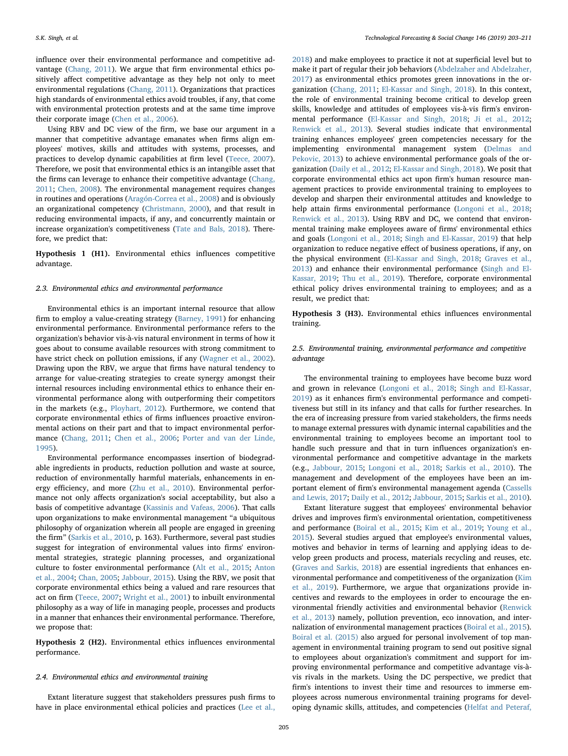influence over their environmental performance and competitive advantage (Chang, 2011). We argue that firm environmental ethics positively affect competitive advantage as they help not only to meet environmental regulations (Chang, 2011). Organizations that practices high standards of environmental ethics avoid troubles, if any, that come with environmental protection protests and at the same time improve their corporate image (Chen et al., 2006).

Using RBV and DC view of the firm, we base our argument in a manner that competitive advantage emanates when firms align employees' motives, skills and attitudes with systems, processes, and practices to develop dynamic capabilities at firm level (Teece, 2007). Therefore, we posit that environmental ethics is an intangible asset that the firms can leverage to enhance their competitive advantage (Chang, 2011; Chen, 2008). The environmental management requires changes in routines and operations (Aragón-Correa et al., 2008) and is obviously an organizational competency (Christmann, 2000), and that result in reducing environmental impacts, if any, and concurrently maintain or increase organization's competitiveness (Tate and Bals, 2018). Therefore, we predict that:

**Hypothesis 1 (H1).** Environmental ethics influences competitive advantage.

### 2.3. Environmental ethics and environmental performance

Environmental ethics is an important internal resource that allow firm to employ a value-creating strategy (Barney, 1991) for enhancing environmental performance. Environmental performance refers to the organization's behavior vis-à-vis natural environment in terms of how it goes about to consume available resources with strong commitment to have strict check on pollution emissions, if any (Wagner et al., 2002). Drawing upon the RBV, we argue that firms have natural tendency to arrange for value-creating strategies to create synergy amongst their internal resources including environmental ethics to enhance their environmental performance along with outperforming their competitors in the markets (e.g., Ployhart, 2012). Furthermore, we contend that corporate environmental ethics of firms influences proactive environmental actions on their part and that to impact environmental performance (Chang, 2011; Chen et al., 2006; Porter and van der Linde, 1995).

Environmental performance encompasses insertion of biodegradable ingredients in products, reduction pollution and waste at source, reduction of environmentally harmful materials, enhancements in energy efficiency, and more (Zhu et al., 2010). Environmental performance not only affects organization's social acceptability, but also a basis of competitive advantage (Kassinis and Vafeas, 2006). That calls upon organizations to make environmental management "a ubiquitous philosophy of organization wherein all people are engaged in greening the firm" (Sarkis et al., 2010, p. 163). Furthermore, several past studies suggest for integration of environmental values into firms' environmental strategies, strategic planning processes, and organizational culture to foster environmental performance (Alt et al., 2015; Anton et al., 2004; Chan, 2005; Jabbour, 2015). Using the RBV, we posit that corporate environmental ethics being a valued and rare resources that act on firm (Teece, 2007; Wright et al., 2001) to inbuilt environmental philosophy as a way of life in managing people, processes and products in a manner that enhances their environmental performance. Therefore, we propose that:

**Hypothesis 2 (H2).** Environmental ethics influences environmental performance.

### 2.4. Environmental ethics and environmental training

Extant literature suggest that stakeholders pressures push firms to have in place environmental ethical policies and practices (Lee et al., 2018) and make employees to practice it not at superficial level but to make it part of regular their job behaviors (Abdelzaher and Abdelzaher, 2017) as environmental ethics promotes green innovations in the organization (Chang, 2011; El-Kassar and Singh, 2018). In this context, the role of environmental training become critical to develop green skills, knowledge and attitudes of employees vis-à-vis firm's environmental performance (El-Kassar and Singh, 2018; Ji et al., 2012; Renwick et al., 2013). Several studies indicate that environmental training enhances employees' green competencies necessary for the implementing environmental management system (Delmas and Pekovic, 2013) to achieve environmental performance goals of the organization (Daily et al., 2012; El-Kassar and Singh, 2018). We posit that corporate environmental ethics act upon firm's human resource management practices to provide environmental training to employees to develop and sharpen their environmental attitudes and knowledge to help attain firms environmental performance (Longoni et al., 2018; Renwick et al., 2013). Using RBV and DC, we contend that environmental training make employees aware of firms' environmental ethics and goals (Longoni et al., 2018; Singh and El-Kassar, 2019) that help organization to reduce negative effect of business operations, if any, on the physical environment (El-Kassar and Singh, 2018; Graves et al., 2013) and enhance their environmental performance (Singh and El-Kassar, 2019; Thu et al., 2019). Therefore, corporate environmental ethical policy drives environmental training to employees; and as a result, we predict that:

**Hypothesis 3 (H3).** Environmental ethics influences environmental training.

### 2.5. Environmental training, environmental performance and competitive advantage

The environmental training to employees have become buzz word and grown in relevance (Longoni et al., 2018; Singh and El-Kassar, 2019) as it enhances firm's environmental performance and competitiveness but still in its infancy and that calls for further researches. In the era of increasing pressure from varied stakeholders, the firms needs to manage external pressures with dynamic internal capabilities and the environmental training to employees become an important tool to handle such pressure and that in turn influences organization's environmental performance and competitive advantage in the markets (e.g., Jabbour, 2015; Longoni et al., 2018; Sarkis et al., 2010). The management and development of the employees have been an important element of firm's environmental management agenda (Cassells and Lewis, 2017; Daily et al., 2012; Jabbour, 2015; Sarkis et al., 2010).

Extant literature suggest that employees' environmental behavior drives and improves firm's environmental orientation, competitiveness and performance (Boiral et al., 2015; Kim et al., 2019; Young et al., 2015). Several studies argued that employee's environmental values, motives and behavior in terms of learning and applying ideas to develop green products and process, materials recycling and reuses, etc. (Graves and Sarkis, 2018) are essential ingredients that enhances environmental performance and competitiveness of the organization (Kim et al., 2019). Furthermore, we argue that organizations provide incentives and rewards to the employees in order to encourage the environmental friendly activities and environmental behavior (Renwick et al., 2013) namely, pollution prevention, eco innovation, and internalization of environmental management practices (Boiral et al., 2015). Boiral et al. (2015) also argued for personal involvement of top management in environmental training program to send out positive signal to employees about organization's commitment and support for improving environmental performance and competitive advantage vis-à-vis rivals in the markets. Using the DC perspective, we predict that firm's intentions to invest their time and resources to immerse employees across numerous environmental training programs for developing dynamic skills, attitudes, and competencies (Helfat and Peteraf,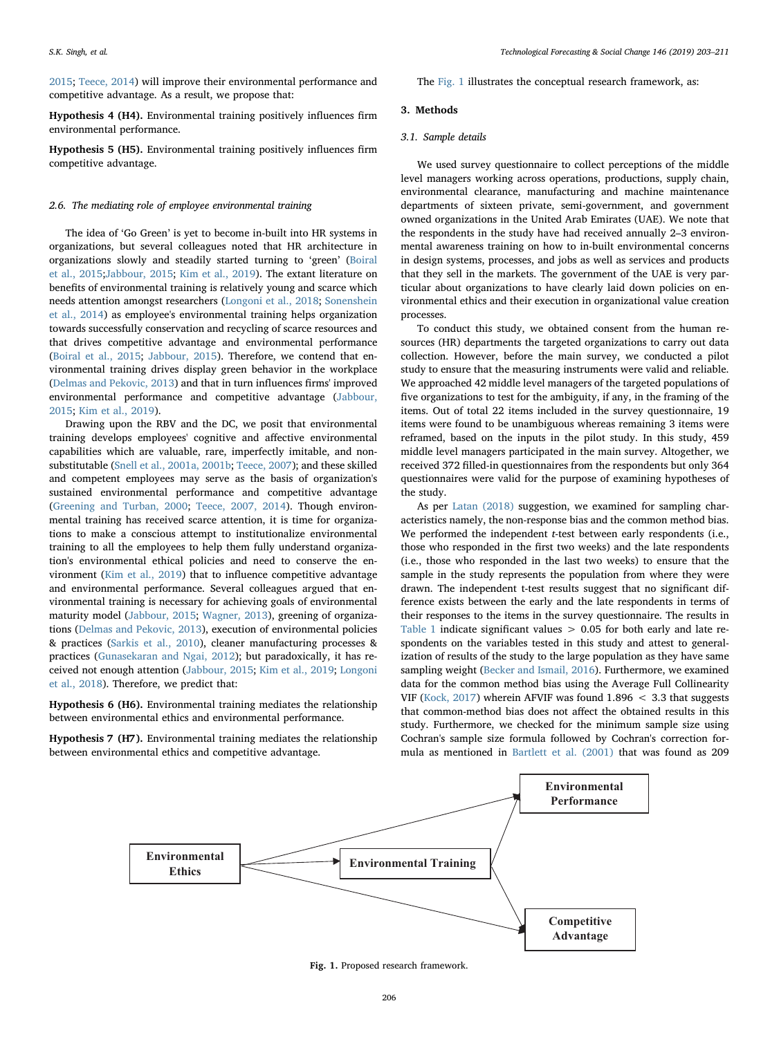2015; Teece, 2014) will improve their environmental performance and competitive advantage. As a result, we propose that:

**Hypothesis 4 (H4).** Environmental training positively influences firm environmental performance.

**Hypothesis 5 (H5).** Environmental training positively influences firm competitive advantage.

### 2.6. The mediating role of employee environmental training

The idea of 'Go Green' is yet to become in-built into HR systems in organizations, but several colleagues noted that HR architecture in organizations slowly and steadily started turning to 'green' (Boiral et al., 2015;Jabbour, 2015; Kim et al., 2019). The extant literature on benefits of environmental training is relatively young and scarce which needs attention amongst researchers (Longoni et al., 2018; Sonenshein et al., 2014) as employee's environmental training helps organization towards successfully conservation and recycling of scarce resources and that drives competitive advantage and environmental performance (Boiral et al., 2015; Jabbour, 2015). Therefore, we contend that environmental training drives display green behavior in the workplace (Delmas and Pekovic, 2013) and that in turn influences firms' improved environmental performance and competitive advantage (Jabbour, 2015; Kim et al., 2019).

Drawing upon the RBV and the DC, we posit that environmental training develops employees' cognitive and affective environmental capabilities which are valuable, rare, imperfectly imitable, and non-substitutable (Snell et al., 2001a, 2001b; Teece, 2007); and these skilled and competent employees may serve as the basis of organization's sustained environmental performance and competitive advantage (Greening and Turban, 2000; Teece, 2007, 2014). Though environmental training has received scarce attention, it is time for organizations to make a conscious attempt to institutionalize environmental training to all the employees to help them fully understand organization's environmental ethical policies and need to conserve the environment (Kim et al., 2019) that to influence competitive advantage and environmental performance. Several colleagues argued that environmental training is necessary for achieving goals of environmental maturity model (Jabbour, 2015; Wagner, 2013), greening of organizations (Delmas and Pekovic, 2013), execution of environmental policies & practices (Sarkis et al., 2010), cleaner manufacturing processes & practices (Gunasekaran and Ngai, 2012); but paradoxically, it has received not enough attention (Jabbour, 2015; Kim et al., 2019; Longoni et al., 2018). Therefore, we predict that:

**Hypothesis 6 (H6).** Environmental training mediates the relationship between environmental ethics and environmental performance.

**Hypothesis 7 (H7).** Environmental training mediates the relationship between environmental ethics and competitive advantage.

The Fig. 1 illustrates the conceptual research framework, as:

## 3. Methods

### 3.1. Sample details

We used survey questionnaire to collect perceptions of the middle level managers working across operations, productions, supply chain, environmental clearance, manufacturing and machine maintenance departments of sixteen private, semi-government, and government owned organizations in the United Arab Emirates (UAE). We note that the respondents in the study have had received annually 2–3 environmental awareness training on how to in-built environmental concerns in design systems, processes, and jobs as well as services and products that they sell in the markets. The government of the UAE is very particular about organizations to have clearly laid down policies on environmental ethics and their execution in organizational value creation processes.

To conduct this study, we obtained consent from the human resources (HR) departments the targeted organizations to carry out data collection. However, before the main survey, we conducted a pilot study to ensure that the measuring instruments were valid and reliable. We approached 42 middle level managers of the targeted populations of five organizations to test for the ambiguity, if any, in the framing of the items. Out of total 22 items included in the survey questionnaire, 19 items were found to be unambiguous whereas remaining 3 items were reframed, based on the inputs in the pilot study. In this study, 459 middle level managers participated in the main survey. Altogether, we received 372 filled-in questionnaires from the respondents but only 364 questionnaires were valid for the purpose of examining hypotheses of the study.

As per Latan (2018) suggestion, we examined for sampling characteristics namely, the non-response bias and the common method bias. We performed the independent *t*-test between early respondents (i.e., those who responded in the first two weeks) and the late respondents (i.e., those who responded in the last two weeks) to ensure that the sample in the study represents the population from where they were drawn. The independent t-test results suggest that no significant difference exists between the early and the late respondents in terms of their responses to the items in the survey questionnaire. The results in Table 1 indicate significant values $> 0.05$ for both early and late respondents on the variables tested in this study and attest to generalization of results of the study to the large population as they have same sampling weight (Becker and Ismail, 2016). Furthermore, we examined data for the common method bias using the Average Full Collinearity VIF (Kock, 2017) wherein AFVIF was found $1.896 < 3.3$ that suggests that common-method bias does not affect the obtained results in this study. Furthermore, we checked for the minimum sample size using Cochran's sample size formula followed by Cochran's correction formula as mentioned in Bartlett et al. (2001) that was found as 209

Fig. 1. Proposed research framework.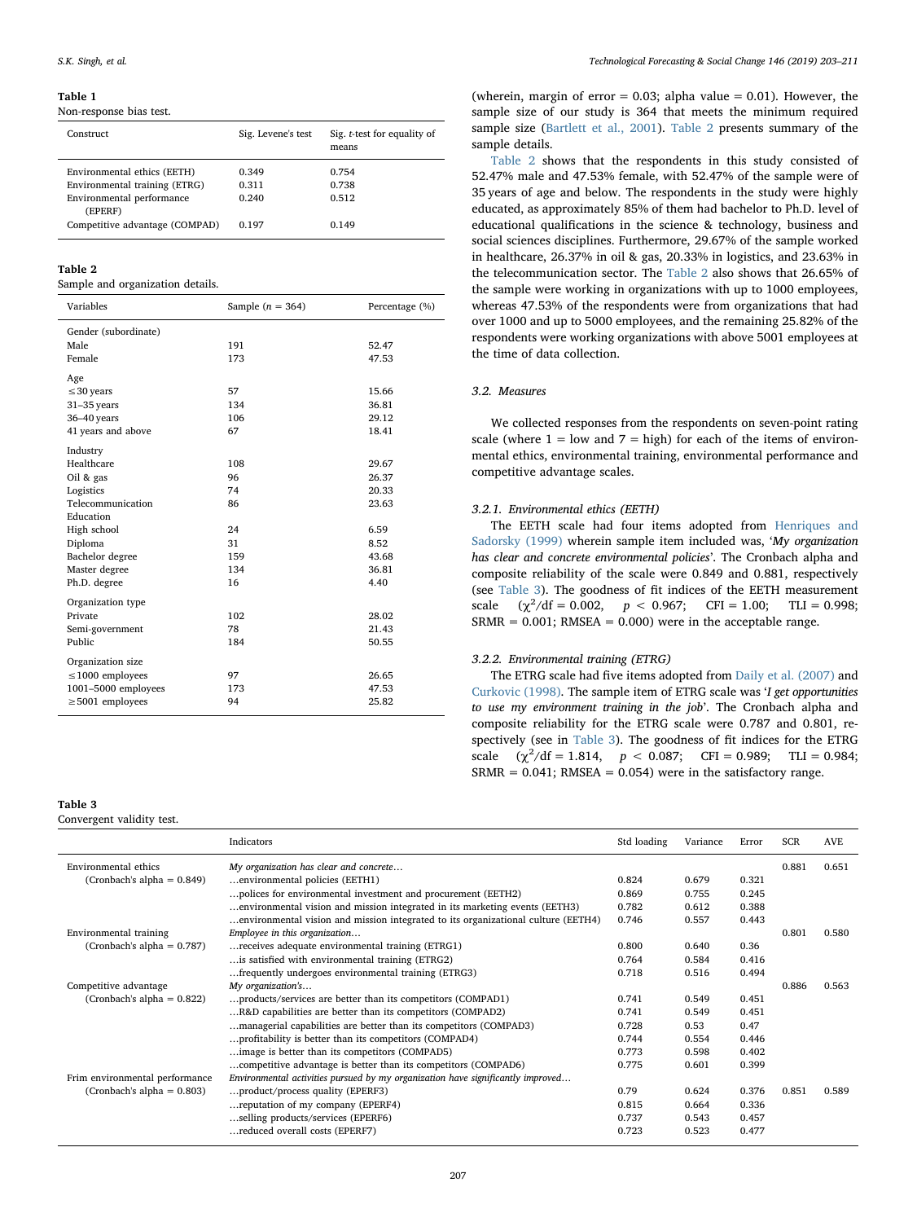**Table 1**
Non-response bias test.

| Construct | Sig. Levene's test | Sig. t-test for equality of means |
|---|---|---|
| Environmental ethics (EETH) | 0.349 | 0.754 |
| Environmental training (ETRG) | 0.311 | 0.738 |
| Environmental performance (EPERF) | 0.240 | 0.512 |
| Competitive advantage (COMPAD) | 0.197 | 0.149 |

**Table 2**
Sample and organization details.

| Variables | Sample ($n$ = 364) | Percentage (%) |
|---|---|---|
| Gender (subordinate) | | |
| Male | 191 | 52.47 |
| Female | 173 | 47.53 |
| Age | | |
| ≤30 years | 57 | 15.66 |
| 31–35 years | 134 | 36.81 |
| 36–40 years | 106 | 29.12 |
| 41 years and above | 67 | 18.41 |
| Industry | | |
| Healthcare | 108 | 29.67 |
| Oil & gas | 96 | 26.37 |
| Logistics | 74 | 20.33 |
| Telecommunication | 86 | 23.63 |
| Education | | |
| High school | 24 | 6.59 |
| Diploma | 31 | 8.52 |
| Bachelor degree | 159 | 43.68 |
| Master degree | 134 | 36.81 |
| Ph.D. degree | 16 | 4.40 |
| Organization type | | |
| Private | 102 | 28.02 |
| Semi-government | 78 | 21.43 |
| Public | 184 | 50.55 |
| Organization size | | |
| ≤1000 employees | 97 | 26.65 |
| 1001–5000 employees | 173 | 47.53 |
| ≥5001 employees | 94 | 25.82 |

(wherein, margin of error = 0.03; alpha value = 0.01). However, the sample size of our study is 364 that meets the minimum required sample size (Bartlett et al., 2001). Table 2 presents summary of the sample details.

Table 2 shows that the respondents in this study consisted of 52.47% male and 47.53% female, with 52.47% of the sample were of 35 years of age and below. The respondents in the study were highly educated, as approximately 85% of them had bachelor to Ph.D. level of educational qualifications in the science & technology, business and social sciences disciplines. Furthermore, 29.67% of the sample worked in healthcare, 26.37% in oil & gas, 20.33% in logistics, and 23.63% in the telecommunication sector. The Table 2 also shows that 26.65% of the sample were working in organizations with up to 1000 employees, whereas 47.53% of the respondents were from organizations that had over 1000 and up to 5000 employees, and the remaining 25.82% of the respondents were working organizations with above 5001 employees at the time of data collection.

### 3.2. Measures

We collected responses from the respondents on seven-point rating scale (where 1 = low and 7 = high) for each of the items of environmental ethics, environmental training, environmental performance and competitive advantage scales.

#### 3.2.1. Environmental ethics (EETH)

The EETH scale had four items adopted from Henriques and Sadorsky (1999) wherein sample item included was, '*My organization has clear and concrete environmental policies*'. The Cronbach alpha and composite reliability of the scale were 0.849 and 0.881, respectively (see Table 3). The goodness of fit indices of the EETH measurement scale ($\chi^2$/df = 0.002, $p$ < 0.967; CFI = 1.00; TLI = 0.998; SRMR = 0.001; RMSEA = 0.000) were in the acceptable range.

#### 3.2.2. Environmental training (ETRG)

The ETRG scale had five items adopted from Daily et al. (2007) and Curkovic (1998). The sample item of ETRG scale was '*I get opportunities to use my environment training in the job*'. The Cronbach alpha and composite reliability for the ETRG scale were 0.787 and 0.801, respectively (see in Table 3). The goodness of fit indices for the ETRG scale ($\chi^2$/df = 1.814, $p$ < 0.087; CFI = 0.989; TLI = 0.984; SRMR = 0.041; RMSEA = 0.054) were in the satisfactory range.

**Table 3**
Convergent validity test.

| | Indicators | Std loading | Variance | Error | SCR | AVE |
|---|---|---|---|---|---|---|
| Environmental ethics | *My organization has clear and concrete…* | | | | 0.881 | 0.651 |
| (Cronbach's alpha = 0.849) | …environmental policies (EETH1) | 0.824 | 0.679 | 0.321 | | |
| | …polices for environmental investment and procurement (EETH2) | 0.869 | 0.755 | 0.245 | | |
| | …environmental vision and mission integrated in its marketing events (EETH3) | 0.782 | 0.612 | 0.388 | | |
| | …environmental vision and mission integrated to its organizational culture (EETH4) | 0.746 | 0.557 | 0.443 | | |
| Environmental training | *Employee in this organization…* | | | | 0.801 | 0.580 |
| (Cronbach's alpha = 0.787) | …receives adequate environmental training (ETRG1) | 0.800 | 0.640 | 0.36 | | |
| | …is satisfied with environmental training (ETRG2) | 0.764 | 0.584 | 0.416 | | |
| | …frequently undergoes environmental training (ETRG3) | 0.718 | 0.516 | 0.494 | | |
| Competitive advantage | *My organization's…* | | | | 0.886 | 0.563 |
| (Cronbach's alpha = 0.822) | …products/services are better than its competitors (COMPAD1) | 0.741 | 0.549 | 0.451 | | |
| | …R&D capabilities are better than its competitors (COMPAD2) | 0.741 | 0.549 | 0.451 | | |
| | …managerial capabilities are better than its competitors (COMPAD3) | 0.728 | 0.53 | 0.47 | | |
| | …profitability is better than its competitors (COMPAD4) | 0.744 | 0.554 | 0.446 | | |
| | …image is better than its competitors (COMPAD5) | 0.773 | 0.598 | 0.402 | | |
| | …competitive advantage is better than its competitors (COMPAD6) | 0.775 | 0.601 | 0.399 | | |
| Frim environmental performance | *Environmental activities pursued by my organization have significantly improved…* | | | | | |
| (Cronbach's alpha = 0.803) | …product/process quality (EPERF3) | 0.79 | 0.624 | 0.376 | 0.851 | 0.589 |
| | …reputation of my company (EPERF4) | 0.815 | 0.664 | 0.336 | | |
| | …selling products/services (EPERF6) | 0.737 | 0.543 | 0.457 | | |
| | …reduced overall costs (EPERF7) | 0.723 | 0.523 | 0.477 | | |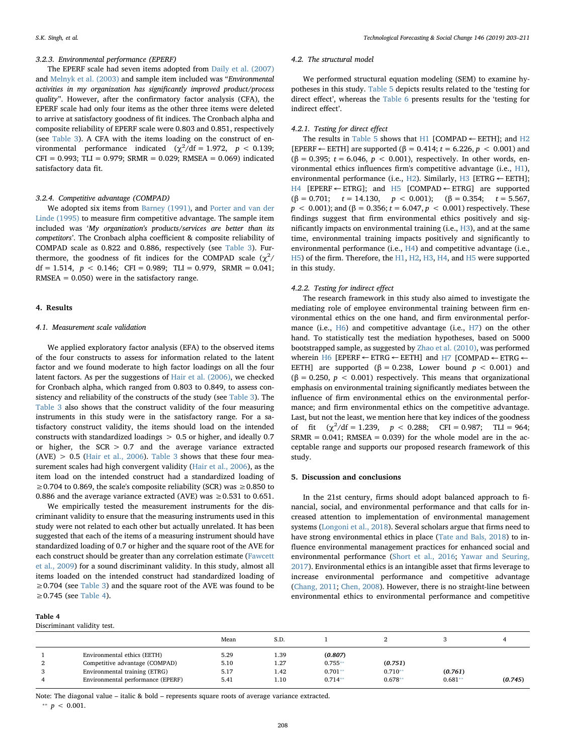#### 3.2.3. Environmental performance (EPERF)

The EPERF scale had seven items adopted from Daily et al. (2007) and Melnyk et al. (2003) and sample item included was "*Environmental activities in my organization has significantly improved product/process quality*". However, after the confirmatory factor analysis (CFA), the EPERF scale had only four items as the other three items were deleted to arrive at satisfactory goodness of fit indices. The Cronbach alpha and composite reliability of EPERF scale were 0.803 and 0.851, respectively (see Table 3). A CFA with the items loading on the construct of environmental performance indicated ($\chi^2$/df = 1.972, $p < 0.139$; CFI = 0.993; TLI = 0.979; SRMR = 0.029; RMSEA = 0.069) indicated satisfactory data fit.

#### 3.2.4. Competitive advantage (COMPAD)

We adopted six items from Barney (1991), and Porter and van der Linde (1995) to measure firm competitive advantage. The sample item included was '*My organization's products/services are better than its competitors*'. The Cronbach alpha coefficient & composite reliability of COMPAD scale as 0.822 and 0.886, respectively (see Table 3). Furthermore, the goodness of fit indices for the COMPAD scale ($\chi^2$/df = 1.514, $p < 0.146$; CFI = 0.989; TLI = 0.979, SRMR = 0.041; RMSEA = 0.050) were in the satisfactory range.

## 4. Results

### 4.1. Measurement scale validation

We applied exploratory factor analysis (EFA) to the observed items of the four constructs to assess for information related to the latent factor and we found moderate to high factor loadings on all the four latent factors. As per the suggestions of Hair et al. (2006), we checked for Cronbach alpha, which ranged from 0.803 to 0.849, to assess consistency and reliability of the constructs of the study (see Table 3). The Table 3 also shows that the construct validity of the four measuring instruments in this study were in the satisfactory range. For a satisfactory construct validity, the items should load on the intended constructs with standardized loadings > 0.5 or higher, and ideally 0.7 or higher, the SCR > 0.7 and the average variance extracted (AVE) > 0.5 (Hair et al., 2006). Table 3 shows that these four measurement scales had high convergent validity (Hair et al., 2006), as the item load on the intended construct had a standardized loading of ≥0.704 to 0.869, the scale's composite reliability (SCR) was ≥0.850 to 0.886 and the average variance extracted (AVE) was ≥0.531 to 0.651.

We empirically tested the measurement instruments for the discriminant validity to ensure that the measuring instruments used in this study were not related to each other but actually unrelated. It has been suggested that each of the items of a measuring instrument should have standardized loading of 0.7 or higher and the square root of the AVE for each construct should be greater than any correlation estimate (Fawcett et al., 2009) for a sound discriminant validity. In this study, almost all items loaded on the intended construct had standardized loading of ≥0.704 (see Table 3) and the square root of the AVE was found to be ≥0.745 (see Table 4).

### 4.2. The structural model

We performed structural equation modeling (SEM) to examine hypotheses in this study. Table 5 depicts results related to the 'testing for direct effect', whereas the Table 6 presents results for the 'testing for indirect effect'.

#### 4.2.1. Testing for direct effect

The results in Table 5 shows that H1 [COMPAD ← EETH]; and H2 [EPERF ← EETH] are supported (β = 0.414; $t$ = 6.226, $p < 0.001$) and (β = 0.395; $t$ = 6.046, $p < 0.001$), respectively. In other words, environmental ethics influences firm's competitive advantage (i.e., H1), environmental performance (i.e., H2). Similarly, H3 [ETRG ← EETH]; H4 [EPERF ← ETRG]; and H5 [COMPAD ← ETRG] are supported (β = 0.701; $t$ = 14.130, $p < 0.001$); (β = 0.354; $t$ = 5.567, $p < 0.001$); and (β = 0.356; $t$ = 6.047, $p < 0.001$) respectively. These findings suggest that firm environmental ethics positively and significantly impacts on environmental training (i.e., H3), and at the same time, environmental training impacts positively and significantly to environmental performance (i.e., H4) and competitive advantage (i.e., H5) of the firm. Therefore, the H1, H2, H3, H4, and H5 were supported in this study.

#### 4.2.2. Testing for indirect effect

The research framework in this study also aimed to investigate the mediating role of employee environmental training between firm environmental ethics on the one hand, and firm environmental performance (i.e., H6) and competitive advantage (i.e., H7) on the other hand. To statistically test the mediation hypotheses, based on 5000 bootstrapped sample, as suggested by Zhao et al. (2010), was performed wherein H6 [EPERF ← ETRG ← EETH] and H7 [COMPAD ← ETRG ← EETH] are supported (β = 0.238, Lower bound $p < 0.001$) and (β = 0.250, $p < 0.001$) respectively. This means that organizational emphasis on environmental training significantly mediates between the influence of firm environmental ethics on the environmental performance; and firm environmental ethics on the competitive advantage. Last, but not the least, we mention here that key indices of the goodness of fit ($\chi^2$/df = 1.239, $p < 0.288$; CFI = 0.987; TLI = 964; SRMR = 0.041; RMSEA = 0.039) for the whole model are in the acceptable range and supports our proposed research framework of this study.

## 5. Discussion and conclusions

In the 21st century, firms should adopt balanced approach to financial, social, and environmental performance and that calls for increased attention to implementation of environmental management systems (Longoni et al., 2018). Several scholars argue that firms need to have strong environmental ethics in place (Tate and Bals, 2018) to influence environmental management practices for enhanced social and environmental performance (Short et al., 2016; Yawar and Seuring, 2017). Environmental ethics is an intangible asset that firms leverage to increase environmental performance and competitive advantage (Chang, 2011; Chen, 2008). However, there is no straight-line between environmental ethics to environmental performance and competitive

**Table 4**
Discriminant validity test.

| | | Mean | S.D. | 1 | 2 | 3 | 4 |
|---|---|---|---|---|---|---|---|
| 1 | Environmental ethics (EETH) | 5.29 | 1.39 | ***(0.807)*** | | | |
| 2 | Competitive advantage (COMPAD) | 5.10 | 1.27 | 0.755** | ***(0.751)*** | | |
| 3 | Environmental training (ETRG) | 5.17 | 1.42 | 0.701** | 0.710** | ***(0.761)*** | |
| 4 | Environmental performance (EPERF) | 5.41 | 1.10 | 0.714** | 0.678** | 0.681** | ***(0.745)*** |

Note: The diagonal value – italic & bold – represents square roots of average variance extracted.
** $p < 0.001$.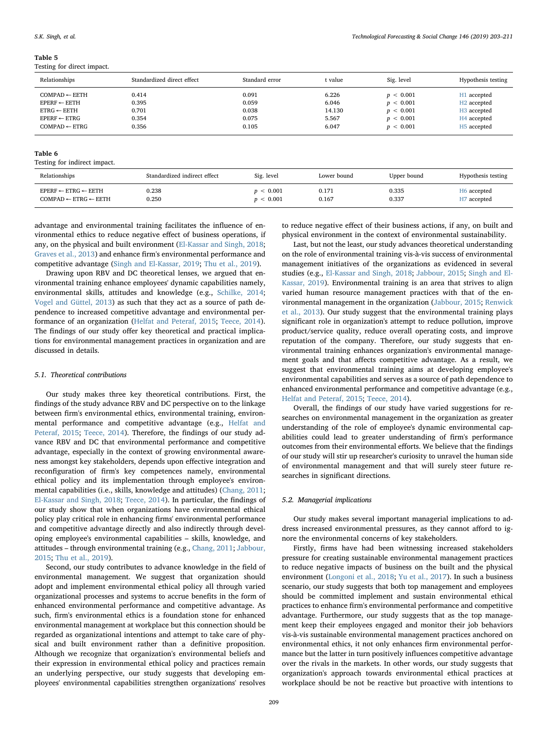**Table 5**
Testing for direct impact.

| Relationships | Standardized direct effect | Standard error | t value | Sig. level | Hypothesis testing |
|---|---|---|---|---|---|
| COMPAD ← EETH | 0.414 | 0.091 | 6.226 | $p < 0.001$ | H1 accepted |
| EPERF ← EETH | 0.395 | 0.059 | 6.046 | $p < 0.001$ | H2 accepted |
| ETRG ← EETH | 0.701 | 0.038 | 14.130 | $p < 0.001$ | H3 accepted |
| EPERF ← ETRG | 0.354 | 0.075 | 5.567 | $p < 0.001$ | H4 accepted |
| COMPAD ← ETRG | 0.356 | 0.105 | 6.047 | $p < 0.001$ | H5 accepted |

**Table 6**
Testing for indirect impact.

| Relationships | Standardized indirect effect | Sig. level | Lower bound | Upper bound | Hypothesis testing |
|---|---|---|---|---|---|
| EPERF ← ETRG ← EETH | 0.238 | $p < 0.001$ | 0.171 | 0.335 | H6 accepted |
| COMPAD ← ETRG ← EETH | 0.250 | $p < 0.001$ | 0.167 | 0.337 | H7 accepted |

advantage and environmental training facilitates the influence of environmental ethics to reduce negative effect of business operations, if any, on the physical and built environment (El-Kassar and Singh, 2018; Graves et al., 2013) and enhance firm's environmental performance and competitive advantage (Singh and El-Kassar, 2019; Thu et al., 2019).

Drawing upon RBV and DC theoretical lenses, we argued that environmental training enhance employees' dynamic capabilities namely, environmental skills, attitudes and knowledge (e.g., Schilke, 2014; Vogel and Güttel, 2013) as such that they act as a source of path dependence to increased competitive advantage and environmental performance of an organization (Helfat and Peteraf, 2015; Teece, 2014). The findings of our study offer key theoretical and practical implications for environmental management practices in organization and are discussed in details.

### 5.1. Theoretical contributions

Our study makes three key theoretical contributions. First, the findings of the study advance RBV and DC perspective on to the linkage between firm's environmental ethics, environmental training, environmental performance and competitive advantage (e.g., Helfat and Peteraf, 2015; Teece, 2014). Therefore, the findings of our study advance RBV and DC that environmental performance and competitive advantage, especially in the context of growing environmental awareness amongst key stakeholders, depends upon effective integration and reconfiguration of firm's key competences namely, environmental ethical policy and its implementation through employee's environmental capabilities (i.e., skills, knowledge and attitudes) (Chang, 2011; El-Kassar and Singh, 2018; Teece, 2014). In particular, the findings of our study show that when organizations have environmental ethical policy play critical role in enhancing firms' environmental performance and competitive advantage directly and also indirectly through developing employee's environmental capabilities – skills, knowledge, and attitudes – through environmental training (e.g., Chang, 2011; Jabbour, 2015; Thu et al., 2019).

Second, our study contributes to advance knowledge in the field of environmental management. We suggest that organization should adopt and implement environmental ethical policy all through varied organizational processes and systems to accrue benefits in the form of enhanced environmental performance and competitive advantage. As such, firm's environmental ethics is a foundation stone for enhanced environmental management at workplace but this connection should be regarded as organizational intentions and attempt to take care of physical and built environment rather than a definitive proposition. Although we recognize that organization's environmental beliefs and their expression in environmental ethical policy and practices remain an underlying perspective, our study suggests that developing employees' environmental capabilities strengthen organizations' resolves to reduce negative effect of their business actions, if any, on built and physical environment in the context of environmental sustainability.

Last, but not the least, our study advances theoretical understanding on the role of environmental training vis-à-vis success of environmental management initiatives of the organizations as evidenced in several studies (e.g., El-Kassar and Singh, 2018; Jabbour, 2015; Singh and El-Kassar, 2019). Environmental training is an area that strives to align varied human resource management practices with that of the environmental management in the organization (Jabbour, 2015; Renwick et al., 2013). Our study suggest that the environmental training plays significant role in organization's attempt to reduce pollution, improve product/service quality, reduce overall operating costs, and improve reputation of the company. Therefore, our study suggests that environmental training enhances organization's environmental management goals and that affects competitive advantage. As a result, we suggest that environmental training aims at developing employee's environmental capabilities and serves as a source of path dependence to enhanced environmental performance and competitive advantage (e.g., Helfat and Peteraf, 2015; Teece, 2014).

Overall, the findings of our study have varied suggestions for researches on environmental management in the organization as greater understanding of the role of employee's dynamic environmental capabilities could lead to greater understanding of firm's performance outcomes from their environmental efforts. We believe that the findings of our study will stir up researcher's curiosity to unravel the human side of environmental management and that will surely steer future researches in significant directions.

### 5.2. Managerial implications

Our study makes several important managerial implications to address increased environmental pressures, as they cannot afford to ignore the environmental concerns of key stakeholders.

Firstly, firms have had been witnessing increased stakeholders pressure for creating sustainable environmental management practices to reduce negative impacts of business on the built and the physical environment (Longoni et al., 2018; Yu et al., 2017). In such a business scenario, our study suggests that both top management and employees should be committed implement and sustain environmental ethical practices to enhance firm's environmental performance and competitive advantage. Furthermore, our study suggests that as the top management keep their employees engaged and monitor their job behaviors vis-à-vis sustainable environmental management practices anchored on environmental ethics, it not only enhances firm environmental performance but the latter in turn positively influences competitive advantage over the rivals in the markets. In other words, our study suggests that organization's approach towards environmental ethical practices at workplace should be not be reactive but proactive with intentions to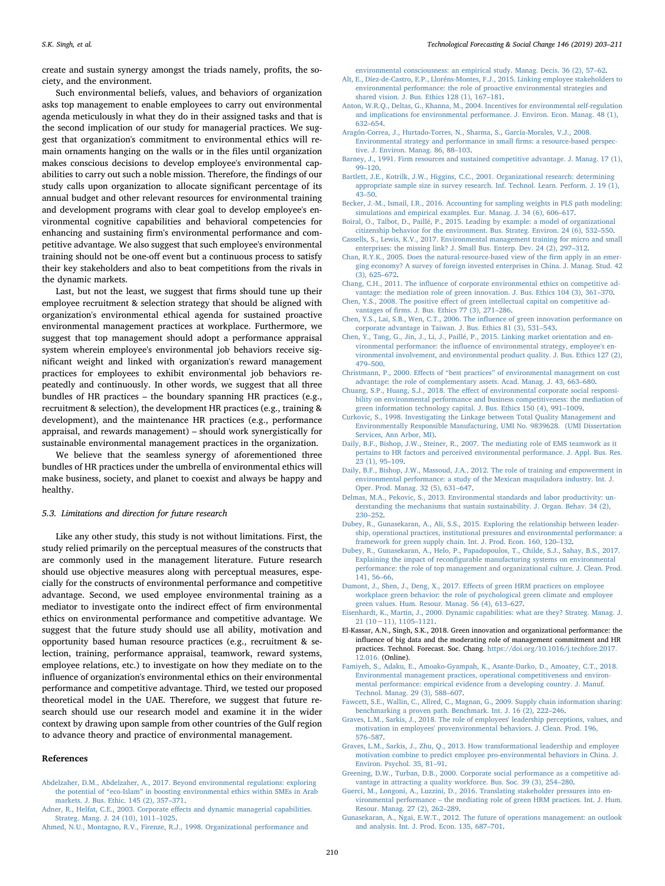create and sustain synergy amongst the triads namely, profits, the society, and the environment.

Such environmental beliefs, values, and behaviors of organization asks top management to enable employees to carry out environmental agenda meticulously in what they do in their assigned tasks and that is the second implication of our study for managerial practices. We suggest that organization's commitment to environmental ethics will remain ornaments hanging on the walls or in the files until organization makes conscious decisions to develop employee's environmental capabilities to carry out such a noble mission. Therefore, the findings of our study calls upon organization to allocate significant percentage of its annual budget and other relevant resources for environmental training and development programs with clear goal to develop employee's environmental cognitive capabilities and behavioral competencies for enhancing and sustaining firm's environmental performance and competitive advantage. We also suggest that such employee's environmental training should not be one-off event but a continuous process to satisfy their key stakeholders and also to beat competitions from the rivals in the dynamic markets.

Last, but not the least, we suggest that firms should tune up their employee recruitment & selection strategy that should be aligned with organization's environmental ethical agenda for sustained proactive environmental management practices at workplace. Furthermore, we suggest that top management should adopt a performance appraisal system wherein employee's environmental job behaviors receive significant weight and linked with organization's reward management practices for employees to exhibit environmental job behaviors repeatedly and continuously. In other words, we suggest that all three bundles of HR practices – the boundary spanning HR practices (e.g., recruitment & selection), the development HR practices (e.g., training & development), and the maintenance HR practices (e.g., performance appraisal, and rewards management) – should work synergistically for sustainable environmental management practices in the organization.

We believe that the seamless synergy of aforementioned three bundles of HR practices under the umbrella of environmental ethics will make business, society, and planet to coexist and always be happy and healthy.

### 5.3. Limitations and direction for future research

Like any other study, this study is not without limitations. First, the study relied primarily on the perceptual measures of the constructs that are commonly used in the management literature. Future research should use objective measures along with perceptual measures, especially for the constructs of environmental performance and competitive advantage. Second, we used employee environmental training as a mediator to investigate onto the indirect effect of firm environmental ethics on environmental performance and competitive advantage. We suggest that the future study should use all ability, motivation and opportunity based human resource practices (e.g., recruitment & selection, training, performance appraisal, teamwork, reward systems, employee relations, etc.) to investigate on how they mediate on to the influence of organization's environmental ethics on their environmental performance and competitive advantage. Third, we tested our proposed theoretical model in the UAE. Therefore, we suggest that future research should use our research model and examine it in the wider context by drawing upon sample from other countries of the Gulf region to advance theory and practice of environmental management.

## References

Abdelzaher, D.M., Abdelzaher, A., 2017. Beyond environmental regulations: exploring the potential of "eco-Islam" in boosting environmental ethics within SMEs in Arab markets. J. Bus. Ethic. 145 (2), 357–371.

Adner, R., Helfat, C.E., 2003. Corporate effects and dynamic managerial capabilities. Strateg. Mang. J. 24 (10), 1011–1025.

Ahmed, N.U., Montagno, R.V., Firenze, R.J., 1998. Organizational performance and environmental consciousness: an empirical study. Manag. Decis. 36 (2), 57–62.

Alt, E., Díez-de-Castro, E.P., Lloréns-Montes, F.J., 2015. Linking employee stakeholders to environmental performance: the role of proactive environmental strategies and shared vision. J. Bus. Ethics 128 (1), 167–181.

Anton, W.R.Q., Deltas, G., Khanna, M., 2004. Incentives for environmental self-regulation and implications for environmental performance. J. Environ. Econ. Manag. 48 (1), 632–654.

Aragón-Correa, J., Hurtado-Torres, N., Sharma, S., García-Morales, V.J., 2008. Environmental strategy and performance in small firms: a resource-based perspective. J. Environ. Manag. 86, 88–103.

Barney, J., 1991. Firm resources and sustained competitive advantage. J. Manag. 17 (1), 99–120.

Bartlett, J.E., Kotrlik, J.W., Higgins, C.C., 2001. Organizational research: determining appropriate sample size in survey research. Inf. Technol. Learn. Perform. J. 19 (1), 43–50.

Becker, J.-M., Ismail, I.R., 2016. Accounting for sampling weights in PLS path modeling: simulations and empirical examples. Eur. Manag. J. 34 (6), 606–617.

Boiral, O., Talbot, D., Paillé, P., 2015. Leading by example: a model of organizational citizenship behavior for the environment. Bus. Strateg. Environ. 24 (6), 532–550.

Cassells, S., Lewis, K.V., 2017. Environmental management training for micro and small enterprises: the missing link? J. Small Bus. Enterp. Dev. 24 (2), 297–312.

Chan, R.Y.K., 2005. Does the natural-resource-based view of the firm apply in an emerging economy? A survey of foreign invested enterprises in China. J. Manag. Stud. 42 (3), 625–672.

Chang, C.H., 2011. The influence of corporate environmental ethics on competitive advantage: the mediation role of green innovation. J. Bus. Ethics 104 (3), 361–370.

Chen, Y.S., 2008. The positive effect of green intellectual capital on competitive advantages of firms. J. Bus. Ethics 77 (3), 271–286.

Chen, Y.S., Lai, S.B., Wen, C.T., 2006. The influence of green innovation performance on corporate advantage in Taiwan. J. Bus. Ethics 81 (3), 531–543.

Chen, Y., Tang, G., Jin, J., Li, J., Paillé, P., 2015. Linking market orientation and environmental performance: the influence of environmental strategy, employee's environmental involvement, and environmental product quality. J. Bus. Ethics 127 (2), 479–500.

Christmann, P., 2000. Effects of "best practices" of environmental management on cost advantage: the role of complementary assets. Acad. Manag. J. 43, 663–680.

Chuang, S.P., Huang, S.J., 2018. The effect of environmental corporate social responsibility on environmental performance and business competitiveness: the mediation of green information technology capital. J. Bus. Ethics 150 (4), 991–1009.

Curkovic, S., 1998. Investigating the Linkage between Total Quality Management and Environmentally Responsible Manufacturing, UMI No. 9839628. (UMI Dissertation Services, Ann Arbor, MI).

Daily, B.F., Bishop, J.W., Steiner, R., 2007. The mediating role of EMS teamwork as it pertains to HR factors and perceived environmental performance. J. Appl. Bus. Res. 23 (1), 95–109.

Daily, B.F., Bishop, J.W., Massoud, J.A., 2012. The role of training and empowerment in environmental performance: a study of the Mexican maquiladora industry. Int. J. Oper. Prod. Manag. 32 (5), 631–647.

Delmas, M.A., Pekovic, S., 2013. Environmental standards and labor productivity: understanding the mechanisms that sustain sustainability. J. Organ. Behav. 34 (2), 230–252.

Dubey, R., Gunasekaran, A., Ali, S.S., 2015. Exploring the relationship between leadership, operational practices, institutional pressures and environmental performance: a framework for green supply chain. Int. J. Prod. Econ. 160, 120–132.

Dubey, R., Gunasekaran, A., Helo, P., Papadopoulos, T., Childe, S.J., Sahay, B.S., 2017. Explaining the impact of reconfigurable manufacturing systems on environmental performance: the role of top management and organizational culture. J. Clean. Prod. 141, 56–66.

Dumont, J., Shen, J., Deng, X., 2017. Effects of green HRM practices on employee workplace green behavior: the role of psychological green climate and employee green values. Hum. Resour. Manag. 56 (4), 613–627.

Eisenhardt, K., Martin, J., 2000. Dynamic capabilities: what are they? Strateg. Manag. J. 21 (10−11), 1105–1121.

El-Kassar, A.N., Singh, S.K., 2018. Green innovation and organizational performance: the influence of big data and the moderating role of management commitment and HR practices. Technol. Forecast. Soc. Chang. https://doi.org/10.1016/j.techfore.2017.12.016. (Online).

Famiyeh, S., Adaku, E., Amoako-Gyampah, K., Asante-Darko, D., Amoatey, C.T., 2018. Environmental management practices, operational competitiveness and environmental performance: empirical evidence from a developing country. J. Manuf. Technol. Manag. 29 (3), 588–607.

Fawcett, S.E., Wallin, C., Allred, C., Magnan, G., 2009. Supply chain information sharing: benchmarking a proven path. Benchmark. Int. J. 16 (2), 222–246.

Graves, L.M., Sarkis, J., 2018. The role of employees' leadership perceptions, values, and motivation in employees' provenvironmental behaviors. J. Clean. Prod. 196, 576–587.

Graves, L.M., Sarkis, J., Zhu, Q., 2013. How transformational leadership and employee motivation combine to predict employee pro-environmental behaviors in China. J. Environ. Psychol. 35, 81–91.

Greening, D.W., Turban, D.B., 2000. Corporate social performance as a competitive advantage in attracting a quality workforce. Bus. Soc. 39 (3), 254–280.

Guerci, M., Longoni, A., Luzzini, D., 2016. Translating stakeholder pressures into environmental performance – the mediating role of green HRM practices. Int. J. Hum. Resour. Manag. 27 (2), 262–289.

Gunasekaran, A., Ngai, E.W.T., 2012. The future of operations management: an outlook and analysis. Int. J. Prod. Econ. 135, 687–701.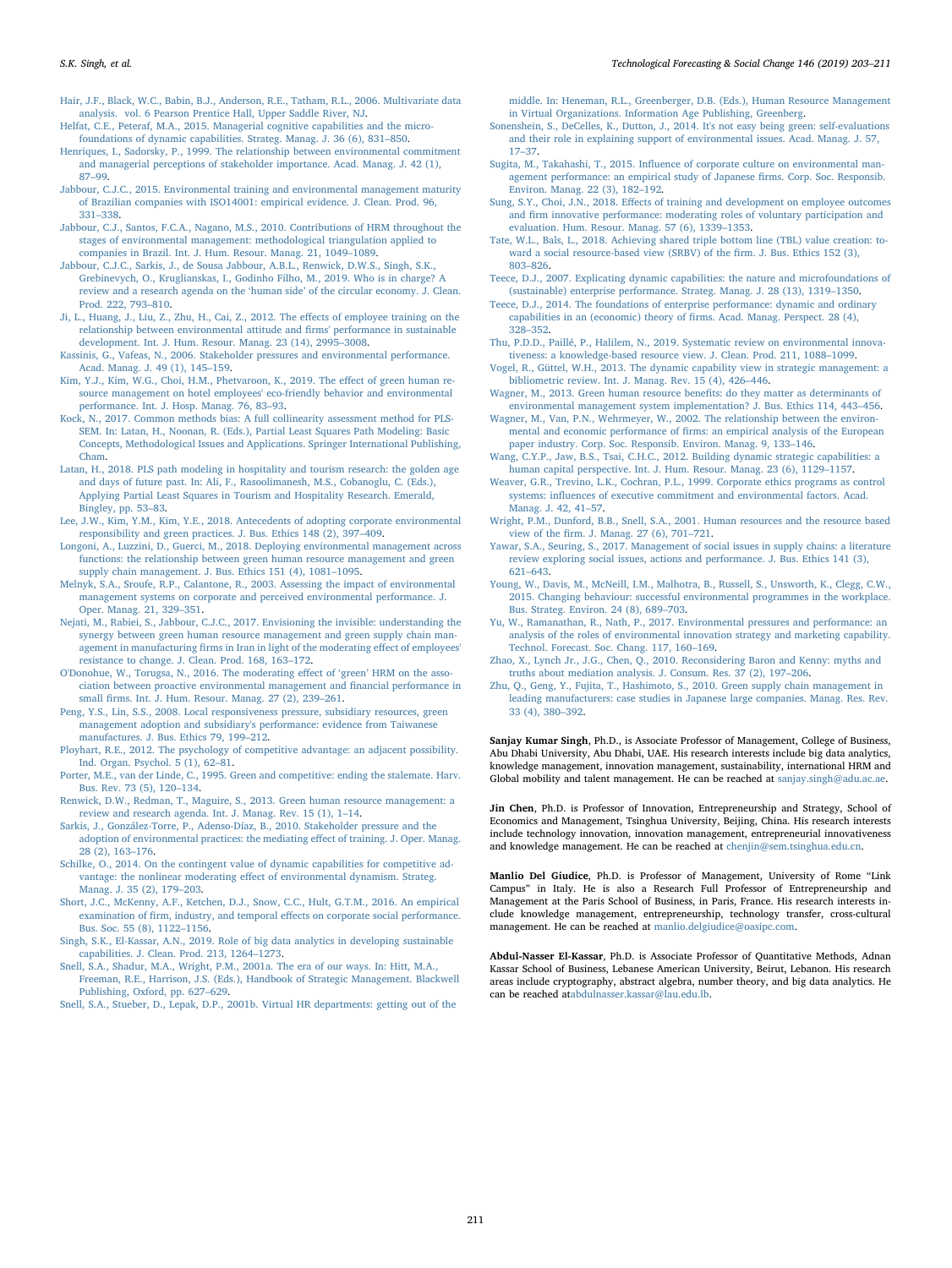Hair, J.F., Black, W.C., Babin, B.J., Anderson, R.E., Tatham, R.L., 2006. Multivariate data analysis. vol. 6 Pearson Prentice Hall, Upper Saddle River, NJ.

Helfat, C.E., Peteraf, M.A., 2015. Managerial cognitive capabilities and the microfoundations of dynamic capabilities. Strateg. Manag. J. 36 (6), 831–850.

Henriques, I., Sadorsky, P., 1999. The relationship between environmental commitment and managerial perceptions of stakeholder importance. Acad. Manag. J. 42 (1), 87–99.

Jabbour, C.J.C., 2015. Environmental training and environmental management maturity of Brazilian companies with ISO14001: empirical evidence. J. Clean. Prod. 96, 331–338.

Jabbour, C.J., Santos, F.C.A., Nagano, M.S., 2010. Contributions of HRM throughout the stages of environmental management: methodological triangulation applied to companies in Brazil. Int. J. Hum. Resour. Manag. 21, 1049–1089.

Jabbour, C.J.C., Sarkis, J., de Sousa Jabbour, A.B.L., Renwick, D.W.S., Singh, S.K., Grebinevych, O., Kruglianskas, I., Godinho Filho, M., 2019. Who is in charge? A review and a research agenda on the 'human side' of the circular economy. J. Clean. Prod. 222, 793–810.

Ji, L., Huang, J., Liu, Z., Zhu, H., Cai, Z., 2012. The effects of employee training on the relationship between environmental attitude and firms' performance in sustainable development. Int. J. Hum. Resour. Manag. 23 (14), 2995–3008.

Kassinis, G., Vafeas, N., 2006. Stakeholder pressures and environmental performance. Acad. Manag. J. 49 (1), 145–159.

Kim, Y.J., Kim, W.G., Choi, H.M., Phetvaroon, K., 2019. The effect of green human resource management on hotel employees' eco-friendly behavior and environmental performance. Int. J. Hosp. Manag. 76, 83–93.

Kock, N., 2017. Common methods bias: A full collinearity assessment method for PLS-SEM. In: Latan, H., Noonan, R. (Eds.), Partial Least Squares Path Modeling: Basic Concepts, Methodological Issues and Applications. Springer International Publishing, Cham.

Latan, H., 2018. PLS path modeling in hospitality and tourism research: the golden age and days of future past. In: Ali, F., Rasoolimanesh, M.S., Cobanoglu, C. (Eds.), Applying Partial Least Squares in Tourism and Hospitality Research. Emerald, Bingley, pp. 53–83.

Lee, J.W., Kim, Y.M., Kim, Y.E., 2018. Antecedents of adopting corporate environmental responsibility and green practices. J. Bus. Ethics 148 (2), 397–409.

Longoni, A., Luzzini, D., Guerci, M., 2018. Deploying environmental management across functions: the relationship between green human resource management and green supply chain management. J. Bus. Ethics 151 (4), 1081–1095.

Melnyk, S.A., Sroufe, R.P., Calantone, R., 2003. Assessing the impact of environmental management systems on corporate and perceived environmental performance. J. Oper. Manag. 21, 329–351.

Nejati, M., Rabiei, S., Jabbour, C.J.C., 2017. Envisioning the invisible: understanding the synergy between green human resource management and green supply chain management in manufacturing firms in Iran in light of the moderating effect of employees' resistance to change. J. Clean. Prod. 168, 163–172.

O'Donohue, W., Torugsa, N., 2016. The moderating effect of 'green' HRM on the association between proactive environmental management and financial performance in small firms. Int. J. Hum. Resour. Manag. 27 (2), 239–261.

Peng, Y.S., Lin, S.S., 2008. Local responsiveness pressure, subsidiary resources, green management adoption and subsidiary's performance: evidence from Taiwanese manufactures. J. Bus. Ethics 79, 199–212.

Ployhart, R.E., 2012. The psychology of competitive advantage: an adjacent possibility. Ind. Organ. Psychol. 5 (1), 62–81.

Porter, M.E., van der Linde, C., 1995. Green and competitive: ending the stalemate. Harv. Bus. Rev. 73 (5), 120–134.

Renwick, D.W., Redman, T., Maguire, S., 2013. Green human resource management: a review and research agenda. Int. J. Manag. Rev. 15 (1), 1–14.

Sarkis, J., González-Torre, P., Adenso-Díaz, B., 2010. Stakeholder pressure and the adoption of environmental practices: the mediating effect of training. J. Oper. Manag. 28 (2), 163–176.

Schilke, O., 2014. On the contingent value of dynamic capabilities for competitive advantage: the nonlinear moderating effect of environmental dynamism. Strateg. Manag. J. 35 (2), 179–203.

Short, J.C., McKenny, A.F., Ketchen, D.J., Snow, C.C., Hult, G.T.M., 2016. An empirical examination of firm, industry, and temporal effects on corporate social performance. Bus. Soc. 55 (8), 1122–1156.

Singh, S.K., El-Kassar, A.N., 2019. Role of big data analytics in developing sustainable capabilities. J. Clean. Prod. 213, 1264–1273.

Snell, S.A., Shadur, M.A., Wright, P.M., 2001a. The era of our ways. In: Hitt, M.A., Freeman, R.E., Harrison, J.S. (Eds.), Handbook of Strategic Management. Blackwell Publishing, Oxford, pp. 627–629.

Snell, S.A., Stueber, D., Lepak, D.P., 2001b. Virtual HR departments: getting out of the middle. In: Heneman, R.L., Greenberger, D.B. (Eds.), Human Resource Management in Virtual Organizations. Information Age Publishing, Greenberg.

Sonenshein, S., DeCelles, K., Dutton, J., 2014. It's not easy being green: self-evaluations and their role in explaining support of environmental issues. Acad. Manag. J. 57, 17–37.

Sugita, M., Takahashi, T., 2015. Influence of corporate culture on environmental management performance: an empirical study of Japanese firms. Corp. Soc. Responsib. Environ. Manag. 22 (3), 182–192.

Sung, S.Y., Choi, J.N., 2018. Effects of training and development on employee outcomes and firm innovative performance: moderating roles of voluntary participation and evaluation. Hum. Resour. Manag. 57 (6), 1339–1353.

Tate, W.L., Bals, L., 2018. Achieving shared triple bottom line (TBL) value creation: toward a social resource-based view (SRBV) of the firm. J. Bus. Ethics 152 (3), 803–826.

Teece, D.J., 2007. Explicating dynamic capabilities: the nature and microfoundations of (sustainable) enterprise performance. Strateg. Manag. J. 28 (13), 1319–1350.

Teece, D.J., 2014. The foundations of enterprise performance: dynamic and ordinary capabilities in an (economic) theory of firms. Acad. Manag. Perspect. 28 (4), 328–352.

Thu, P.D.D., Paillé, P., Halilem, N., 2019. Systematic review on environmental innovativeness: a knowledge-based resource view. J. Clean. Prod. 211, 1088–1099.

Vogel, R., Güttel, W.H., 2013. The dynamic capability view in strategic management: a bibliometric review. Int. J. Manag. Rev. 15 (4), 426–446.

Wagner, M., 2013. Green human resource benefits: do they matter as determinants of environmental management system implementation? J. Bus. Ethics 114, 443–456.

Wagner, M., Van, P.N., Wehrmeyer, W., 2002. The relationship between the environmental and economic performance of firms: an empirical analysis of the European paper industry. Corp. Soc. Responsib. Environ. Manag. 9, 133–146.

Wang, C.Y.P., Jaw, B.S., Tsai, C.H.C., 2012. Building dynamic strategic capabilities: a human capital perspective. Int. J. Hum. Resour. Manag. 23 (6), 1129–1157.

Weaver, G.R., Trevino, L.K., Cochran, P.L., 1999. Corporate ethics programs as control systems: influences of executive commitment and environmental factors. Acad. Manag. J. 42, 41–57.

Wright, P.M., Dunford, B.B., Snell, S.A., 2001. Human resources and the resource based view of the firm. J. Manag. 27 (6), 701–721.

Yawar, S.A., Seuring, S., 2017. Management of social issues in supply chains: a literature review exploring social issues, actions and performance. J. Bus. Ethics 141 (3), 621–643.

Young, W., Davis, M., McNeill, I.M., Malhotra, B., Russell, S., Unsworth, K., Clegg, C.W., 2015. Changing behaviour: successful environmental programmes in the workplace. Bus. Strateg. Environ. 24 (8), 689–703.

Yu, W., Ramanathan, R., Nath, P., 2017. Environmental pressures and performance: an analysis of the roles of environmental innovation strategy and marketing capability. Technol. Forecast. Soc. Chang. 117, 160–169.

Zhao, X., Lynch Jr., J.G., Chen, Q., 2010. Reconsidering Baron and Kenny: myths and truths about mediation analysis. J. Consum. Res. 37 (2), 197–206.

Zhu, Q., Geng, Y., Fujita, T., Hashimoto, S., 2010. Green supply chain management in leading manufacturers: case studies in Japanese large companies. Manag. Res. Rev. 33 (4), 380–392.

**Sanjay Kumar Singh**, Ph.D., is Associate Professor of Management, College of Business, Abu Dhabi University, Abu Dhabi, UAE. His research interests include big data analytics, knowledge management, innovation management, sustainability, international HRM and Global mobility and talent management. He can be reached at sanjay.singh@adu.ac.ae.

**Jin Chen**, Ph.D. is Professor of Innovation, Entrepreneurship and Strategy, School of Economics and Management, Tsinghua University, Beijing, China. His research interests include technology innovation, innovation management, entrepreneurial innovativeness and knowledge management. He can be reached at chenjin@sem.tsinghua.edu.cn.

**Manlio Del Giudice**, Ph.D. is Professor of Management, University of Rome "Link Campus" in Italy. He is also a Research Full Professor of Entrepreneurship and Management at the Paris School of Business, in Paris, France. His research interests include knowledge management, entrepreneurship, technology transfer, cross-cultural management. He can be reached at manlio.delgiudice@oasipc.com.

**Abdul-Nasser El-Kassar**, Ph.D. is Associate Professor of Quantitative Methods, Adnan Kassar School of Business, Lebanese American University, Beirut, Lebanon. His research areas include cryptography, abstract algebra, number theory, and big data analytics. He can be reached atabdulnasser.kassar@lau.edu.lb.